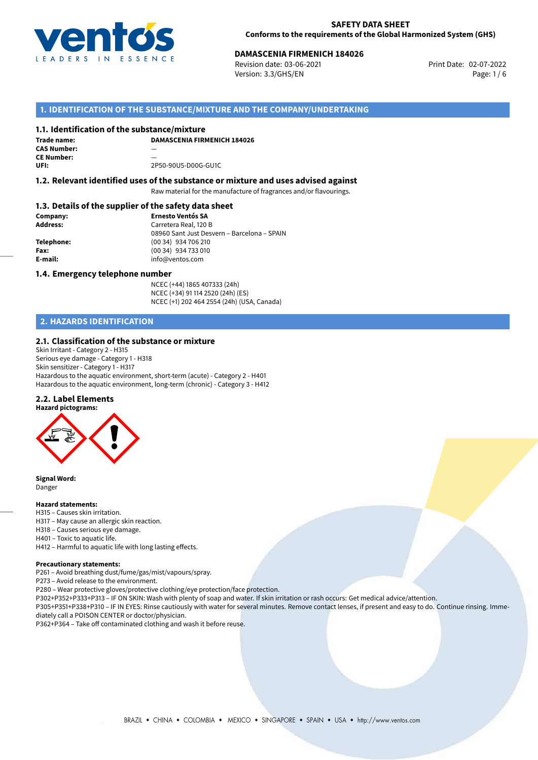**SAFETY DATA SHEET**
**Conforms to the requirements of the Global Harmonized System (GHS)**

**DAMASCENIA FIRMENICH 184026**
Revision date: 03-06-2021
Version: 3.3/GHS/EN
Print Date: 02-07-2022

## 1. IDENTIFICATION OF THE SUBSTANCE/MIXTURE AND THE COMPANY/UNDERTAKING

### 1.1. Identification of the substance/mixture

**Trade name:** **DAMASCENIA FIRMENICH 184026**
**CAS Number:** —
**CE Number:** —
**UFI:** 2P50-90U5-D00G-GU1C

### 1.2. Relevant identified uses of the substance or mixture and uses advised against

Raw material for the manufacture of fragrances and/or flavourings.

### 1.3. Details of the supplier of the safety data sheet

**Company:** **Ernesto Ventós SA**
**Address:** Carretera Real, 120 B
08960 Sant Just Desvern – Barcelona – SPAIN
**Telephone:** (00 34) 934 706 210
**Fax:** (00 34) 934 733 010
**E-mail:** info@ventos.com

### 1.4. Emergency telephone number

NCEC (+44) 1865 407333 (24h)
NCEC (+34) 91 114 2520 (24h) (ES)
NCEC (+1) 202 464 2554 (24h) (USA, Canada)

## 2. HAZARDS IDENTIFICATION

### 2.1. Classification of the substance or mixture

Skin Irritant - Category 2 - H315
Serious eye damage - Category 1 - H318
Skin sensitizer - Category 1 - H317
Hazardous to the aquatic environment, short-term (acute) - Category 2 - H401
Hazardous to the aquatic environment, long-term (chronic) - Category 3 - H412

### 2.2. Label Elements

**Hazard pictograms:**

**Signal Word:**
Danger

**Hazard statements:**
H315 – Causes skin irritation.
H317 – May cause an allergic skin reaction.
H318 – Causes serious eye damage.
H401 – Toxic to aquatic life.
H412 – Harmful to aquatic life with long lasting effects.

**Precautionary statements:**
P261 – Avoid breathing dust/fume/gas/mist/vapours/spray.
P273 – Avoid release to the environment.
P280 – Wear protective gloves/protective clothing/eye protection/face protection.
P302+P352+P333+P313 – IF ON SKIN: Wash with plenty of soap and water. If skin irritation or rash occurs: Get medical advice/attention.
P305+P351+P338+P310 – IF IN EYES: Rinse cautiously with water for several minutes. Remove contact lenses, if present and easy to do. Continue rinsing. Immediately call a POISON CENTER or doctor/physician.
P362+P364 – Take off contaminated clothing and wash it before reuse.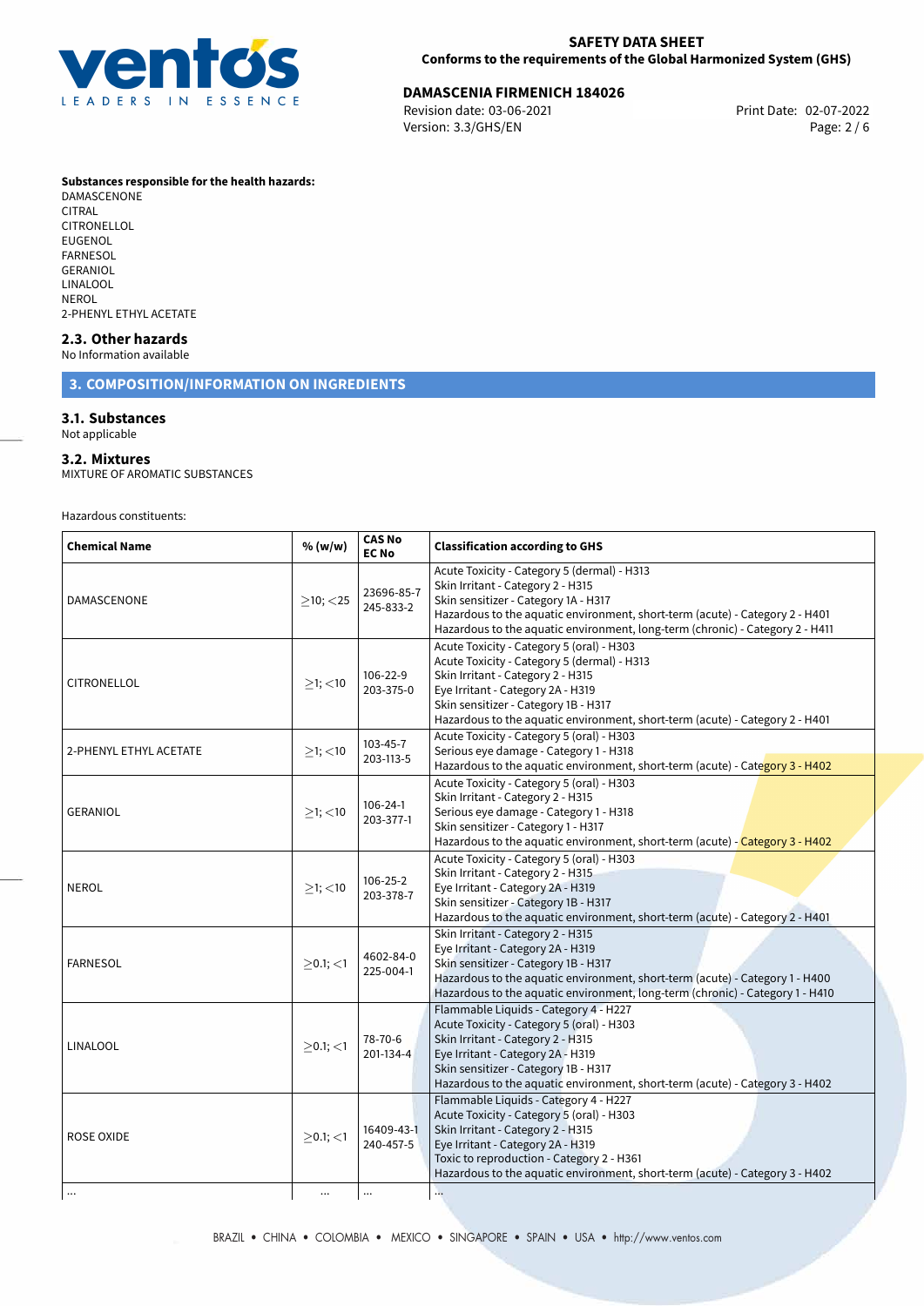**Substances responsible for the health hazards:**

DAMASCENONE
CITRAL
CITRONELLOL
EUGENOL
FARNESOL
GERANIOL
LINALOOL
NEROL
2-PHENYL ETHYL ACETATE

## 2.3. Other hazards

No Information available

# 3. COMPOSITION/INFORMATION ON INGREDIENTS

## 3.1. Substances

Not applicable

## 3.2. Mixtures

MIXTURE OF AROMATIC SUBSTANCES

Hazardous constituents:

| Chemical Name | % (w/w) | CAS No EC No | Classification according to GHS |
|---|---|---|---|
| DAMASCENONE | $\geq$10; $<$25 | 23696-85-7 245-833-2 | Acute Toxicity - Category 5 (dermal) - H313<br>Skin Irritant - Category 2 - H315<br>Skin sensitizer - Category 1A - H317<br>Hazardous to the aquatic environment, short-term (acute) - Category 2 - H401<br>Hazardous to the aquatic environment, long-term (chronic) - Category 2 - H411 |
| CITRONELLOL | $\geq$1; $<$10 | 106-22-9 203-375-0 | Acute Toxicity - Category 5 (oral) - H303<br>Acute Toxicity - Category 5 (dermal) - H313<br>Skin Irritant - Category 2 - H315<br>Eye Irritant - Category 2A - H319<br>Skin sensitizer - Category 1B - H317<br>Hazardous to the aquatic environment, short-term (acute) - Category 2 - H401 |
| 2-PHENYL ETHYL ACETATE | $\geq$1; $<$10 | 103-45-7 203-113-5 | Acute Toxicity - Category 5 (oral) - H303<br>Serious eye damage - Category 1 - H318<br>Hazardous to the aquatic environment, short-term (acute) - Category 3 - H402 |
| GERANIOL | $\geq$1; $<$10 | 106-24-1 203-377-1 | Acute Toxicity - Category 5 (oral) - H303<br>Skin Irritant - Category 2 - H315<br>Serious eye damage - Category 1 - H318<br>Skin sensitizer - Category 1 - H317<br>Hazardous to the aquatic environment, short-term (acute) - Category 3 - H402 |
| NEROL | $\geq$1; $<$10 | 106-25-2 203-378-7 | Acute Toxicity - Category 5 (oral) - H303<br>Skin Irritant - Category 2 - H315<br>Eye Irritant - Category 2A - H319<br>Skin sensitizer - Category 1B - H317<br>Hazardous to the aquatic environment, short-term (acute) - Category 2 - H401 |
| FARNESOL | $\geq$0.1; $<$1 | 4602-84-0 225-004-1 | Skin Irritant - Category 2 - H315<br>Eye Irritant - Category 2A - H319<br>Skin sensitizer - Category 1B - H317<br>Hazardous to the aquatic environment, short-term (acute) - Category 1 - H400<br>Hazardous to the aquatic environment, long-term (chronic) - Category 1 - H410 |
| LINALOOL | $\geq$0.1; $<$1 | 78-70-6 201-134-4 | Flammable Liquids - Category 4 - H227<br>Acute Toxicity - Category 5 (oral) - H303<br>Skin Irritant - Category 2 - H315<br>Eye Irritant - Category 2A - H319<br>Skin sensitizer - Category 1B - H317<br>Hazardous to the aquatic environment, short-term (acute) - Category 3 - H402 |
| ROSE OXIDE | $\geq$0.1; $<$1 | 16409-43-1 240-457-5 | Flammable Liquids - Category 4 - H227<br>Acute Toxicity - Category 5 (oral) - H303<br>Skin Irritant - Category 2 - H315<br>Eye Irritant - Category 2A - H319<br>Toxic to reproduction - Category 2 - H361<br>Hazardous to the aquatic environment, short-term (acute) - Category 3 - H402 |
| ... | ... | ... | ... |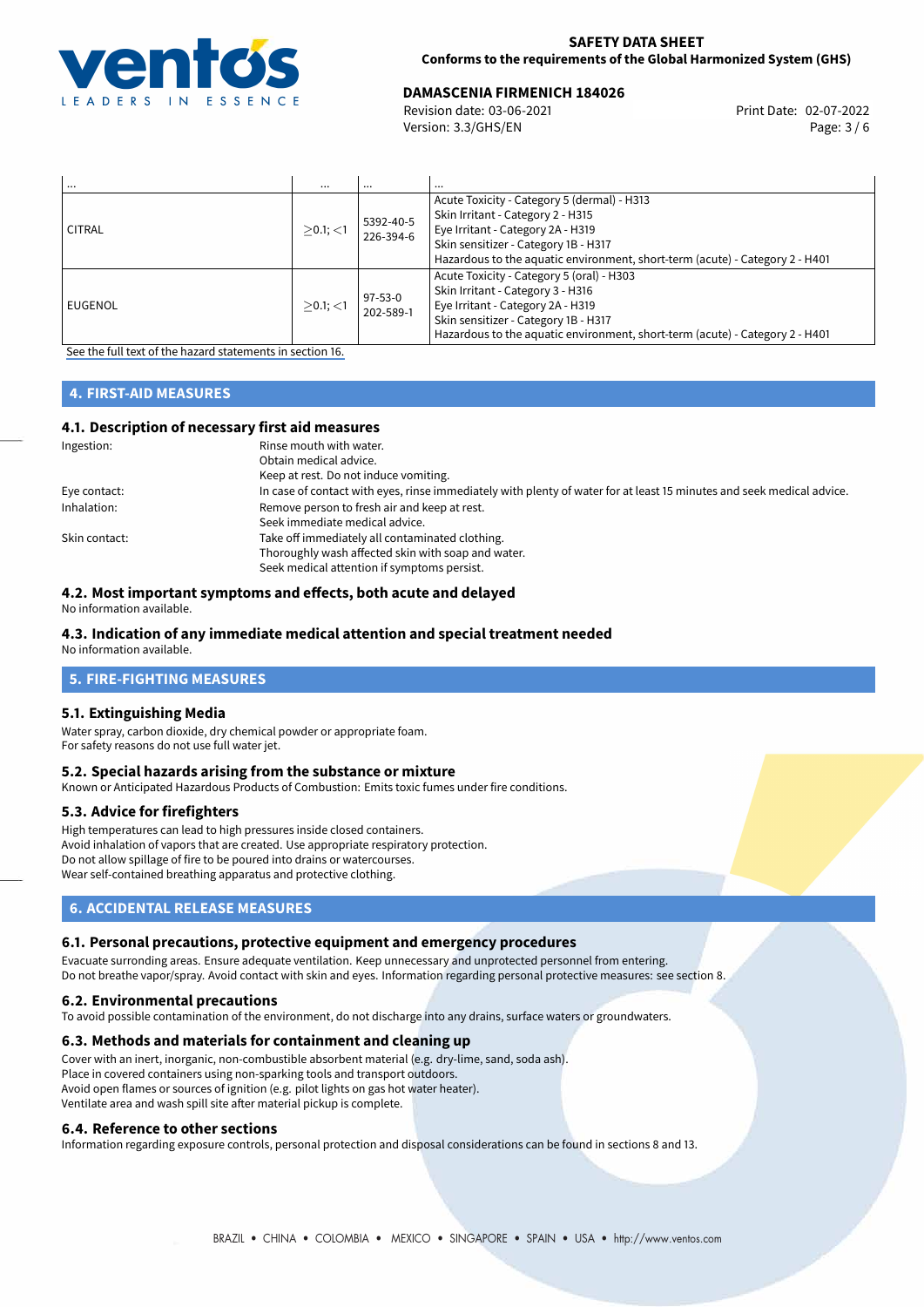| ... | ... | ... | ... |
| --- | --- | --- | --- |
| CITRAL | $\geq$0.1; $<$1 | 5392-40-5<br>226-394-6 | Acute Toxicity - Category 5 (dermal) - H313<br>Skin Irritant - Category 2 - H315<br>Eye Irritant - Category 2A - H319<br>Skin sensitizer - Category 1B - H317<br>Hazardous to the aquatic environment, short-term (acute) - Category 2 - H401 |
| EUGENOL | $\geq$0.1; $<$1 | 97-53-0<br>202-589-1 | Acute Toxicity - Category 5 (oral) - H303<br>Skin Irritant - Category 3 - H316<br>Eye Irritant - Category 2A - H319<br>Skin sensitizer - Category 1B - H317<br>Hazardous to the aquatic environment, short-term (acute) - Category 2 - H401 |

See the full text of the hazard statements in section 16.

## 4. FIRST-AID MEASURES

### 4.1. Description of necessary first aid measures

Ingestion: Rinse mouth with water.
Obtain medical advice.
Keep at rest. Do not induce vomiting.

Eye contact: In case of contact with eyes, rinse immediately with plenty of water for at least 15 minutes and seek medical advice.

Inhalation: Remove person to fresh air and keep at rest.
Seek immediate medical advice.

Skin contact: Take off immediately all contaminated clothing.
Thoroughly wash affected skin with soap and water.
Seek medical attention if symptoms persist.

### 4.2. Most important symptoms and effects, both acute and delayed

No information available.

### 4.3. Indication of any immediate medical attention and special treatment needed

No information available.

## 5. FIRE-FIGHTING MEASURES

### 5.1. Extinguishing Media

Water spray, carbon dioxide, dry chemical powder or appropriate foam.
For safety reasons do not use full water jet.

### 5.2. Special hazards arising from the substance or mixture

Known or Anticipated Hazardous Products of Combustion: Emits toxic fumes under fire conditions.

### 5.3. Advice for firefighters

High temperatures can lead to high pressures inside closed containers.
Avoid inhalation of vapors that are created. Use appropriate respiratory protection.
Do not allow spillage of fire to be poured into drains or watercourses.
Wear self-contained breathing apparatus and protective clothing.

## 6. ACCIDENTAL RELEASE MEASURES

### 6.1. Personal precautions, protective equipment and emergency procedures

Evacuate surronding areas. Ensure adequate ventilation. Keep unnecessary and unprotected personnel from entering.
Do not breathe vapor/spray. Avoid contact with skin and eyes. Information regarding personal protective measures: see section 8.

### 6.2. Environmental precautions

To avoid possible contamination of the environment, do not discharge into any drains, surface waters or groundwaters.

### 6.3. Methods and materials for containment and cleaning up

Cover with an inert, inorganic, non-combustible absorbent material (e.g. dry-lime, sand, soda ash).
Place in covered containers using non-sparking tools and transport outdoors.
Avoid open flames or sources of ignition (e.g. pilot lights on gas hot water heater).
Ventilate area and wash spill site after material pickup is complete.

### 6.4. Reference to other sections

Information regarding exposure controls, personal protection and disposal considerations can be found in sections 8 and 13.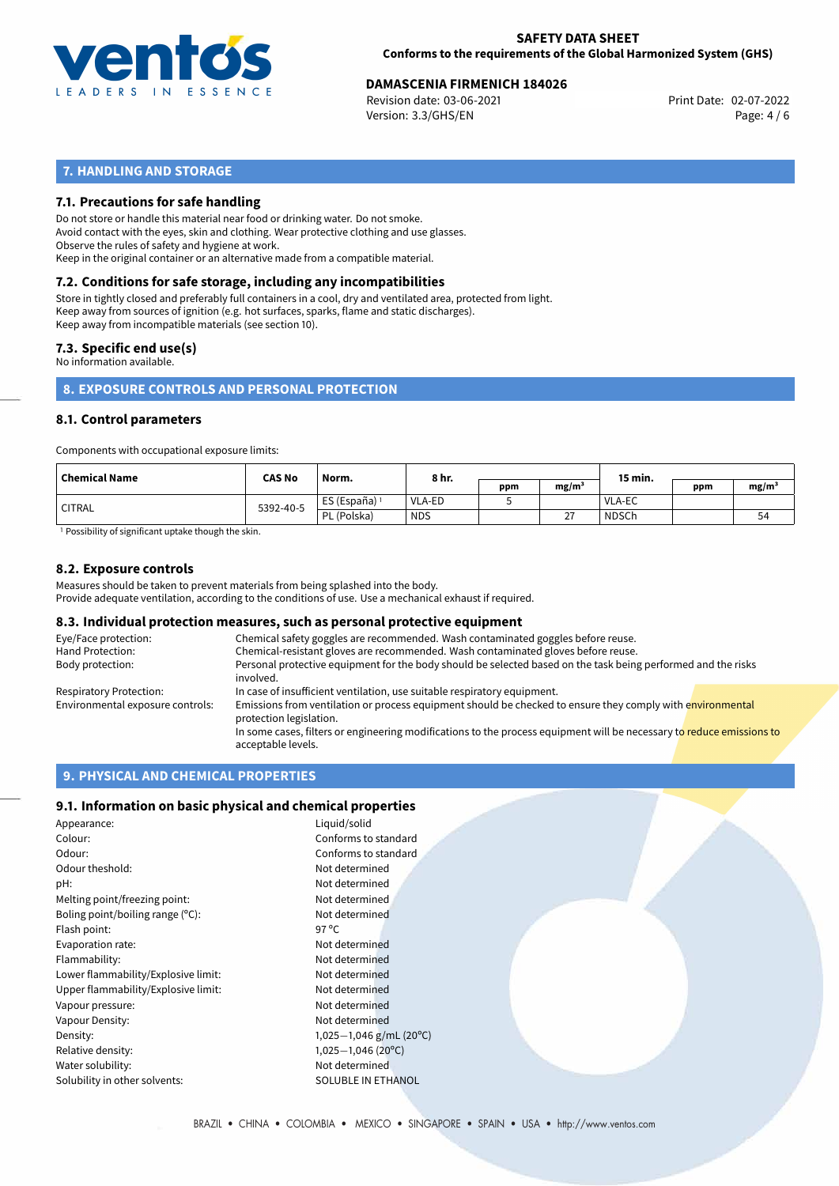## 7. HANDLING AND STORAGE

### 7.1. Precautions for safe handling

Do not store or handle this material near food or drinking water. Do not smoke.
Avoid contact with the eyes, skin and clothing. Wear protective clothing and use glasses.
Observe the rules of safety and hygiene at work.
Keep in the original container or an alternative made from a compatible material.

### 7.2. Conditions for safe storage, including any incompatibilities

Store in tightly closed and preferably full containers in a cool, dry and ventilated area, protected from light.
Keep away from sources of ignition (e.g. hot surfaces, sparks, flame and static discharges).
Keep away from incompatible materials (see section 10).

### 7.3. Specific end use(s)

No information available.

## 8. EXPOSURE CONTROLS AND PERSONAL PROTECTION

### 8.1. Control parameters

Components with occupational exposure limits:

| Chemical Name | CAS No | Norm. | 8 hr. | | | 15 min. | | |
|---|---|---|---|---|---|---|---|---|
| | | | | ppm | mg/m³ | | ppm | mg/m³ |
| CITRAL | 5392-40-5 | ES (España) [1] | VLA-ED | 5 | | VLA-EC | | |
| | | PL (Polska) | NDS | | 27 | NDSCh | | 54 |

[1] Possibility of significant uptake though the skin.

### 8.2. Exposure controls

Measures should be taken to prevent materials from being splashed into the body.
Provide adequate ventilation, according to the conditions of use. Use a mechanical exhaust if required.

### 8.3. Individual protection measures, such as personal protective equipment

| | |
|---|---|
| Eye/Face protection: | Chemical safety goggles are recommended. Wash contaminated goggles before reuse. |
| Hand Protection: | Chemical-resistant gloves are recommended. Wash contaminated gloves before reuse. |
| Body protection: | Personal protective equipment for the body should be selected based on the task being performed and the risks involved. |
| Respiratory Protection: | In case of insufficient ventilation, use suitable respiratory equipment. |
| Environmental exposure controls: | Emissions from ventilation or process equipment should be checked to ensure they comply with environmental protection legislation. In some cases, filters or engineering modifications to the process equipment will be necessary to reduce emissions to acceptable levels. |

## 9. PHYSICAL AND CHEMICAL PROPERTIES

### 9.1. Information on basic physical and chemical properties

| | |
|---|---|
| Appearance: | Liquid/solid |
| Colour: | Conforms to standard |
| Odour: | Conforms to standard |
| Odour theshold: | Not determined |
| pH: | Not determined |
| Melting point/freezing point: | Not determined |
| Boling point/boiling range (°C): | Not determined |
| Flash point: | 97 °C |
| Evaporation rate: | Not determined |
| Flammability: | Not determined |
| Lower flammability/Explosive limit: | Not determined |
| Upper flammability/Explosive limit: | Not determined |
| Vapour pressure: | Not determined |
| Vapour Density: | Not determined |
| Density: | 1,025−1,046 g/mL (20°C) |
| Relative density: | 1,025−1,046 (20°C) |
| Water solubility: | Not determined |
| Solubility in other solvents: | SOLUBLE IN ETHANOL |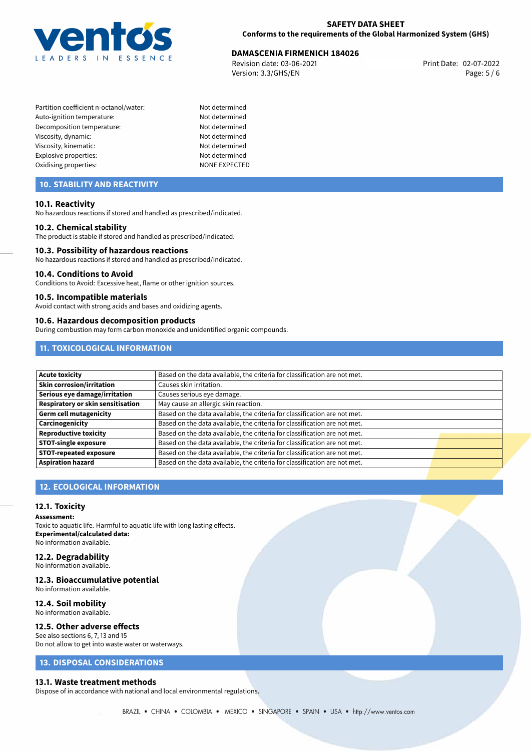| | |
|---|---|
| Partition coefficient n-octanol/water: | Not determined |
| Auto-ignition temperature: | Not determined |
| Decomposition temperature: | Not determined |
| Viscosity, dynamic: | Not determined |
| Viscosity, kinematic: | Not determined |
| Explosive properties: | Not determined |
| Oxidising properties: | NONE EXPECTED |

## 10. STABILITY AND REACTIVITY

### 10.1. Reactivity
No hazardous reactions if stored and handled as prescribed/indicated.

### 10.2. Chemical stability
The product is stable if stored and handled as prescribed/indicated.

### 10.3. Possibility of hazardous reactions
No hazardous reactions if stored and handled as prescribed/indicated.

### 10.4. Conditions to Avoid
Conditions to Avoid: Excessive heat, flame or other ignition sources.

### 10.5. Incompatible materials
Avoid contact with strong acids and bases and oxidizing agents.

### 10.6. Hazardous decomposition products
During combustion may form carbon monoxide and unidentified organic compounds.

## 11. TOXICOLOGICAL INFORMATION

| | |
|---|---|
| **Acute toxicity** | Based on the data available, the criteria for classification are not met. |
| **Skin corrosion/irritation** | Causes skin irritation. |
| **Serious eye damage/irritation** | Causes serious eye damage. |
| **Respiratory or skin sensitisation** | May cause an allergic skin reaction. |
| **Germ cell mutagenicity** | Based on the data available, the criteria for classification are not met. |
| **Carcinogenicity** | Based on the data available, the criteria for classification are not met. |
| **Reproductive toxicity** | Based on the data available, the criteria for classification are not met. |
| **STOT-single exposure** | Based on the data available, the criteria for classification are not met. |
| **STOT-repeated exposure** | Based on the data available, the criteria for classification are not met. |
| **Aspiration hazard** | Based on the data available, the criteria for classification are not met. |

## 12. ECOLOGICAL INFORMATION

### 12.1. Toxicity
**Assessment:**
Toxic to aquatic life. Harmful to aquatic life with long lasting effects.
**Experimental/calculated data:**
No information available.

### 12.2. Degradability
No information available.

### 12.3. Bioaccumulative potential
No information available.

### 12.4. Soil mobility
No information available.

### 12.5. Other adverse effects
See also sections 6, 7, 13 and 15
Do not allow to get into waste water or waterways.

## 13. DISPOSAL CONSIDERATIONS

### 13.1. Waste treatment methods
Dispose of in accordance with national and local environmental regulations.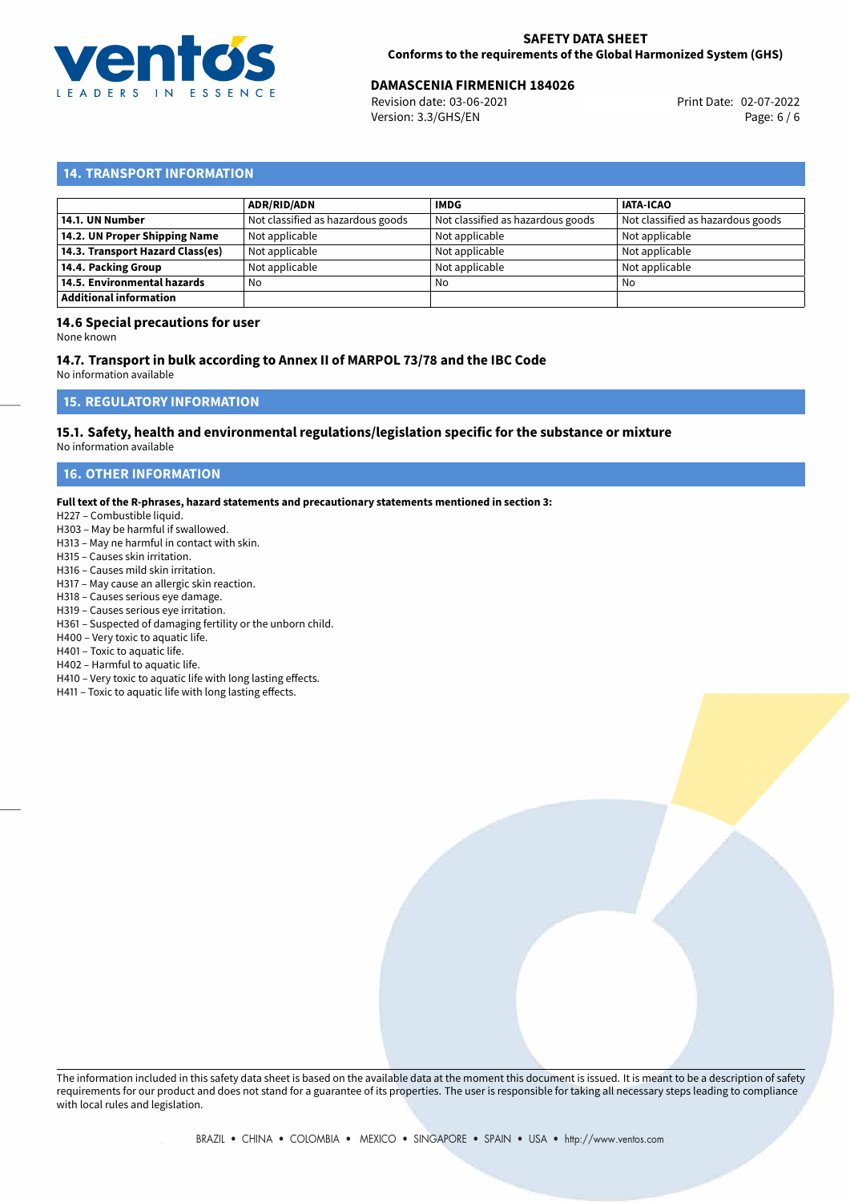## 14. TRANSPORT INFORMATION

| | ADR/RID/ADN | IMDG | IATA-ICAO |
|---|---|---|---|
| **14.1. UN Number** | Not classified as hazardous goods | Not classified as hazardous goods | Not classified as hazardous goods |
| **14.2. UN Proper Shipping Name** | Not applicable | Not applicable | Not applicable |
| **14.3. Transport Hazard Class(es)** | Not applicable | Not applicable | Not applicable |
| **14.4. Packing Group** | Not applicable | Not applicable | Not applicable |
| **14.5. Environmental hazards** | No | No | No |
| **Additional information** | | | |

### 14.6 Special precautions for user

None known

### 14.7. Transport in bulk according to Annex II of MARPOL 73/78 and the IBC Code

No information available

## 15. REGULATORY INFORMATION

### 15.1. Safety, health and environmental regulations/legislation specific for the substance or mixture

No information available

## 16. OTHER INFORMATION

**Full text of the R-phrases, hazard statements and precautionary statements mentioned in section 3:**

H227 – Combustible liquid.
H303 – May be harmful if swallowed.
H313 – May ne harmful in contact with skin.
H315 – Causes skin irritation.
H316 – Causes mild skin irritation.
H317 – May cause an allergic skin reaction.
H318 – Causes serious eye damage.
H319 – Causes serious eye irritation.
H361 – Suspected of damaging fertility or the unborn child.
H400 – Very toxic to aquatic life.
H401 – Toxic to aquatic life.
H402 – Harmful to aquatic life.
H410 – Very toxic to aquatic life with long lasting effects.
H411 – Toxic to aquatic life with long lasting effects.

The information included in this safety data sheet is based on the available data at the moment this document is issued. It is meant to be a description of safety requirements for our product and does not stand for a guarantee of its properties. The user is responsible for taking all necessary steps leading to compliance with local rules and legislation.